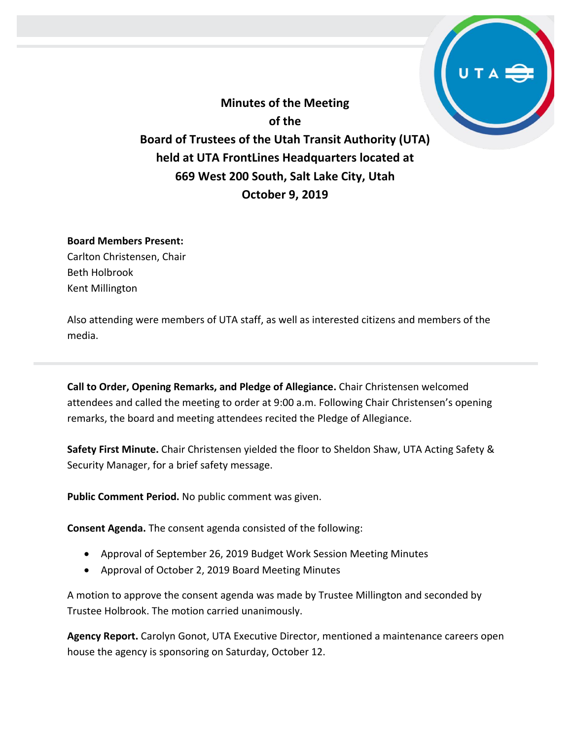# Minutes of the Meeting of the Board of Trustees of the Utah Transit Authority (UTA) held at UTA FrontLines Headquarters located at 669 West 200 South, Salt Lake City, Utah October 9, 2019

**Board Members Present:**
Carlton Christensen, Chair
Beth Holbrook
Kent Millington

Also attending were members of UTA staff, as well as interested citizens and members of the media.

**Call to Order, Opening Remarks, and Pledge of Allegiance.** Chair Christensen welcomed attendees and called the meeting to order at 9:00 a.m. Following Chair Christensen's opening remarks, the board and meeting attendees recited the Pledge of Allegiance.

**Safety First Minute.** Chair Christensen yielded the floor to Sheldon Shaw, UTA Acting Safety & Security Manager, for a brief safety message.

**Public Comment Period.** No public comment was given.

**Consent Agenda.** The consent agenda consisted of the following:

- Approval of September 26, 2019 Budget Work Session Meeting Minutes
- Approval of October 2, 2019 Board Meeting Minutes

A motion to approve the consent agenda was made by Trustee Millington and seconded by Trustee Holbrook. The motion carried unanimously.

**Agency Report.** Carolyn Gonot, UTA Executive Director, mentioned a maintenance careers open house the agency is sponsoring on Saturday, October 12.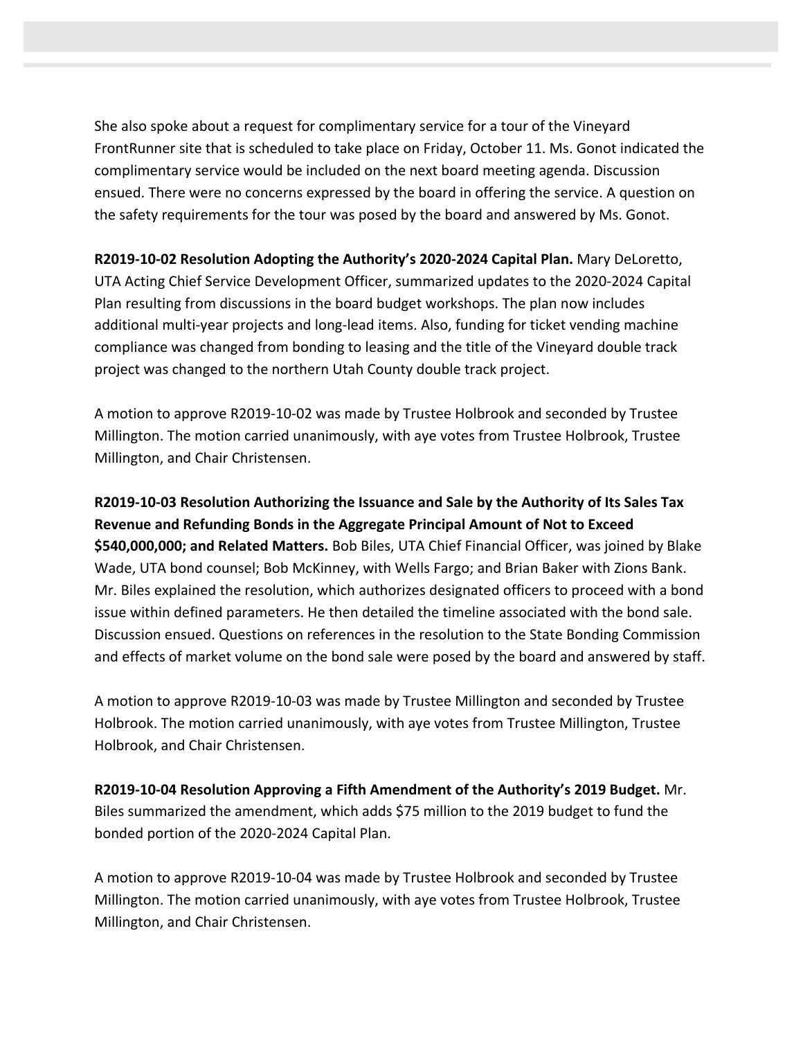She also spoke about a request for complimentary service for a tour of the Vineyard FrontRunner site that is scheduled to take place on Friday, October 11. Ms. Gonot indicated the complimentary service would be included on the next board meeting agenda. Discussion ensued. There were no concerns expressed by the board in offering the service. A question on the safety requirements for the tour was posed by the board and answered by Ms. Gonot.

**R2019-10-02 Resolution Adopting the Authority's 2020-2024 Capital Plan.** Mary DeLoretto, UTA Acting Chief Service Development Officer, summarized updates to the 2020-2024 Capital Plan resulting from discussions in the board budget workshops. The plan now includes additional multi-year projects and long-lead items. Also, funding for ticket vending machine compliance was changed from bonding to leasing and the title of the Vineyard double track project was changed to the northern Utah County double track project.

A motion to approve R2019-10-02 was made by Trustee Holbrook and seconded by Trustee Millington. The motion carried unanimously, with aye votes from Trustee Holbrook, Trustee Millington, and Chair Christensen.

**R2019-10-03 Resolution Authorizing the Issuance and Sale by the Authority of Its Sales Tax Revenue and Refunding Bonds in the Aggregate Principal Amount of Not to Exceed $540,000,000; and Related Matters.** Bob Biles, UTA Chief Financial Officer, was joined by Blake Wade, UTA bond counsel; Bob McKinney, with Wells Fargo; and Brian Baker with Zions Bank. Mr. Biles explained the resolution, which authorizes designated officers to proceed with a bond issue within defined parameters. He then detailed the timeline associated with the bond sale. Discussion ensued. Questions on references in the resolution to the State Bonding Commission and effects of market volume on the bond sale were posed by the board and answered by staff.

A motion to approve R2019-10-03 was made by Trustee Millington and seconded by Trustee Holbrook. The motion carried unanimously, with aye votes from Trustee Millington, Trustee Holbrook, and Chair Christensen.

**R2019-10-04 Resolution Approving a Fifth Amendment of the Authority's 2019 Budget.** Mr. Biles summarized the amendment, which adds $75 million to the 2019 budget to fund the bonded portion of the 2020-2024 Capital Plan.

A motion to approve R2019-10-04 was made by Trustee Holbrook and seconded by Trustee Millington. The motion carried unanimously, with aye votes from Trustee Holbrook, Trustee Millington, and Chair Christensen.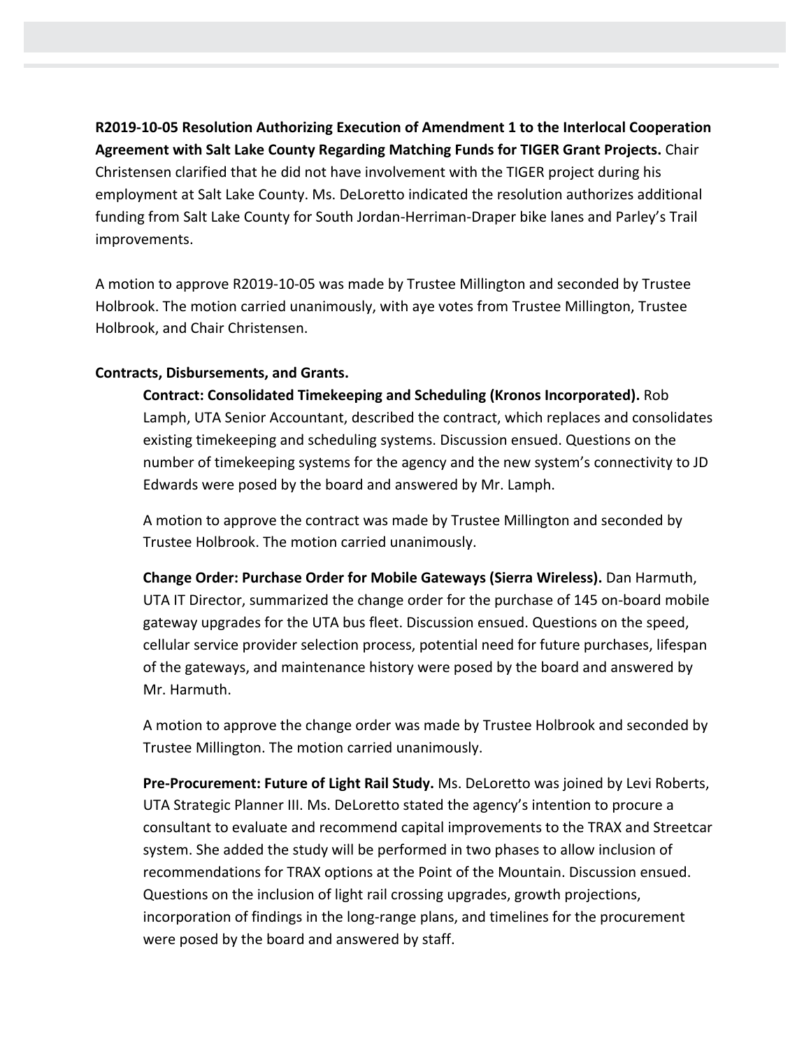**R2019-10-05 Resolution Authorizing Execution of Amendment 1 to the Interlocal Cooperation Agreement with Salt Lake County Regarding Matching Funds for TIGER Grant Projects.** Chair Christensen clarified that he did not have involvement with the TIGER project during his employment at Salt Lake County. Ms. DeLoretto indicated the resolution authorizes additional funding from Salt Lake County for South Jordan-Herriman-Draper bike lanes and Parley's Trail improvements.

A motion to approve R2019-10-05 was made by Trustee Millington and seconded by Trustee Holbrook. The motion carried unanimously, with aye votes from Trustee Millington, Trustee Holbrook, and Chair Christensen.

**Contracts, Disbursements, and Grants.**

**Contract: Consolidated Timekeeping and Scheduling (Kronos Incorporated).** Rob Lamph, UTA Senior Accountant, described the contract, which replaces and consolidates existing timekeeping and scheduling systems. Discussion ensued. Questions on the number of timekeeping systems for the agency and the new system's connectivity to JD Edwards were posed by the board and answered by Mr. Lamph.

A motion to approve the contract was made by Trustee Millington and seconded by Trustee Holbrook. The motion carried unanimously.

**Change Order: Purchase Order for Mobile Gateways (Sierra Wireless).** Dan Harmuth, UTA IT Director, summarized the change order for the purchase of 145 on-board mobile gateway upgrades for the UTA bus fleet. Discussion ensued. Questions on the speed, cellular service provider selection process, potential need for future purchases, lifespan of the gateways, and maintenance history were posed by the board and answered by Mr. Harmuth.

A motion to approve the change order was made by Trustee Holbrook and seconded by Trustee Millington. The motion carried unanimously.

**Pre-Procurement: Future of Light Rail Study.** Ms. DeLoretto was joined by Levi Roberts, UTA Strategic Planner III. Ms. DeLoretto stated the agency's intention to procure a consultant to evaluate and recommend capital improvements to the TRAX and Streetcar system. She added the study will be performed in two phases to allow inclusion of recommendations for TRAX options at the Point of the Mountain. Discussion ensued. Questions on the inclusion of light rail crossing upgrades, growth projections, incorporation of findings in the long-range plans, and timelines for the procurement were posed by the board and answered by staff.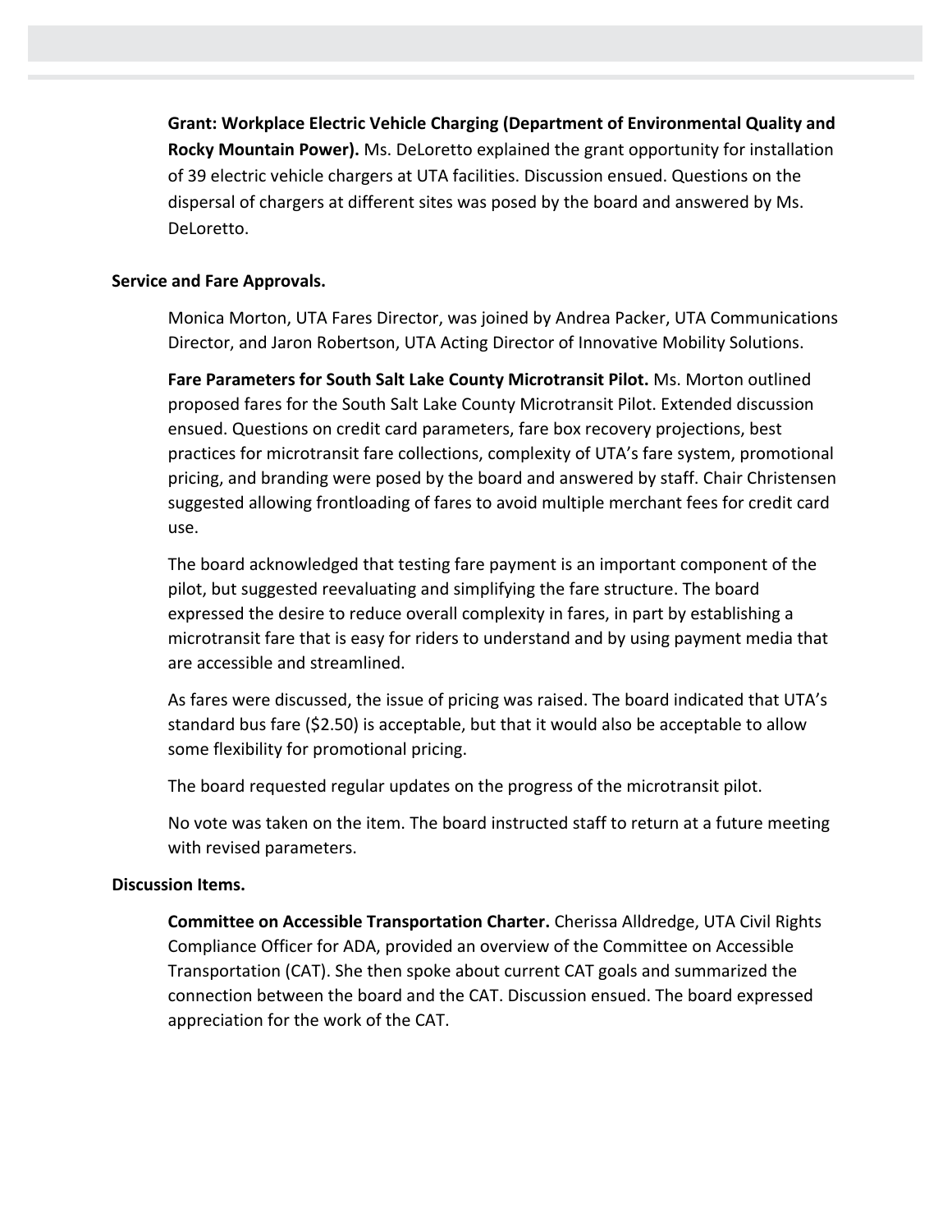**Grant: Workplace Electric Vehicle Charging (Department of Environmental Quality and Rocky Mountain Power).** Ms. DeLoretto explained the grant opportunity for installation of 39 electric vehicle chargers at UTA facilities. Discussion ensued. Questions on the dispersal of chargers at different sites was posed by the board and answered by Ms. DeLoretto.

**Service and Fare Approvals.**

Monica Morton, UTA Fares Director, was joined by Andrea Packer, UTA Communications Director, and Jaron Robertson, UTA Acting Director of Innovative Mobility Solutions.

**Fare Parameters for South Salt Lake County Microtransit Pilot.** Ms. Morton outlined proposed fares for the South Salt Lake County Microtransit Pilot. Extended discussion ensued. Questions on credit card parameters, fare box recovery projections, best practices for microtransit fare collections, complexity of UTA's fare system, promotional pricing, and branding were posed by the board and answered by staff. Chair Christensen suggested allowing frontloading of fares to avoid multiple merchant fees for credit card use.

The board acknowledged that testing fare payment is an important component of the pilot, but suggested reevaluating and simplifying the fare structure. The board expressed the desire to reduce overall complexity in fares, in part by establishing a microtransit fare that is easy for riders to understand and by using payment media that are accessible and streamlined.

As fares were discussed, the issue of pricing was raised. The board indicated that UTA's standard bus fare ($2.50) is acceptable, but that it would also be acceptable to allow some flexibility for promotional pricing.

The board requested regular updates on the progress of the microtransit pilot.

No vote was taken on the item. The board instructed staff to return at a future meeting with revised parameters.

**Discussion Items.**

**Committee on Accessible Transportation Charter.** Cherissa Alldredge, UTA Civil Rights Compliance Officer for ADA, provided an overview of the Committee on Accessible Transportation (CAT). She then spoke about current CAT goals and summarized the connection between the board and the CAT. Discussion ensued. The board expressed appreciation for the work of the CAT.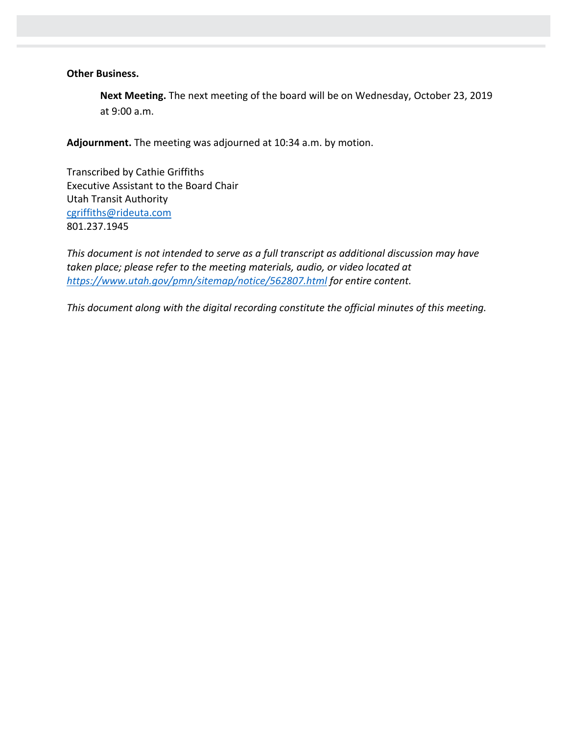**Other Business.**

**Next Meeting.** The next meeting of the board will be on Wednesday, October 23, 2019 at 9:00 a.m.

**Adjournment.** The meeting was adjourned at 10:34 a.m. by motion.

Transcribed by Cathie Griffiths
Executive Assistant to the Board Chair
Utah Transit Authority
cgriffiths@rideuta.com
801.237.1945

*This document is not intended to serve as a full transcript as additional discussion may have taken place; please refer to the meeting materials, audio, or video located at https://www.utah.gov/pmn/sitemap/notice/562807.html for entire content.*

*This document along with the digital recording constitute the official minutes of this meeting.*